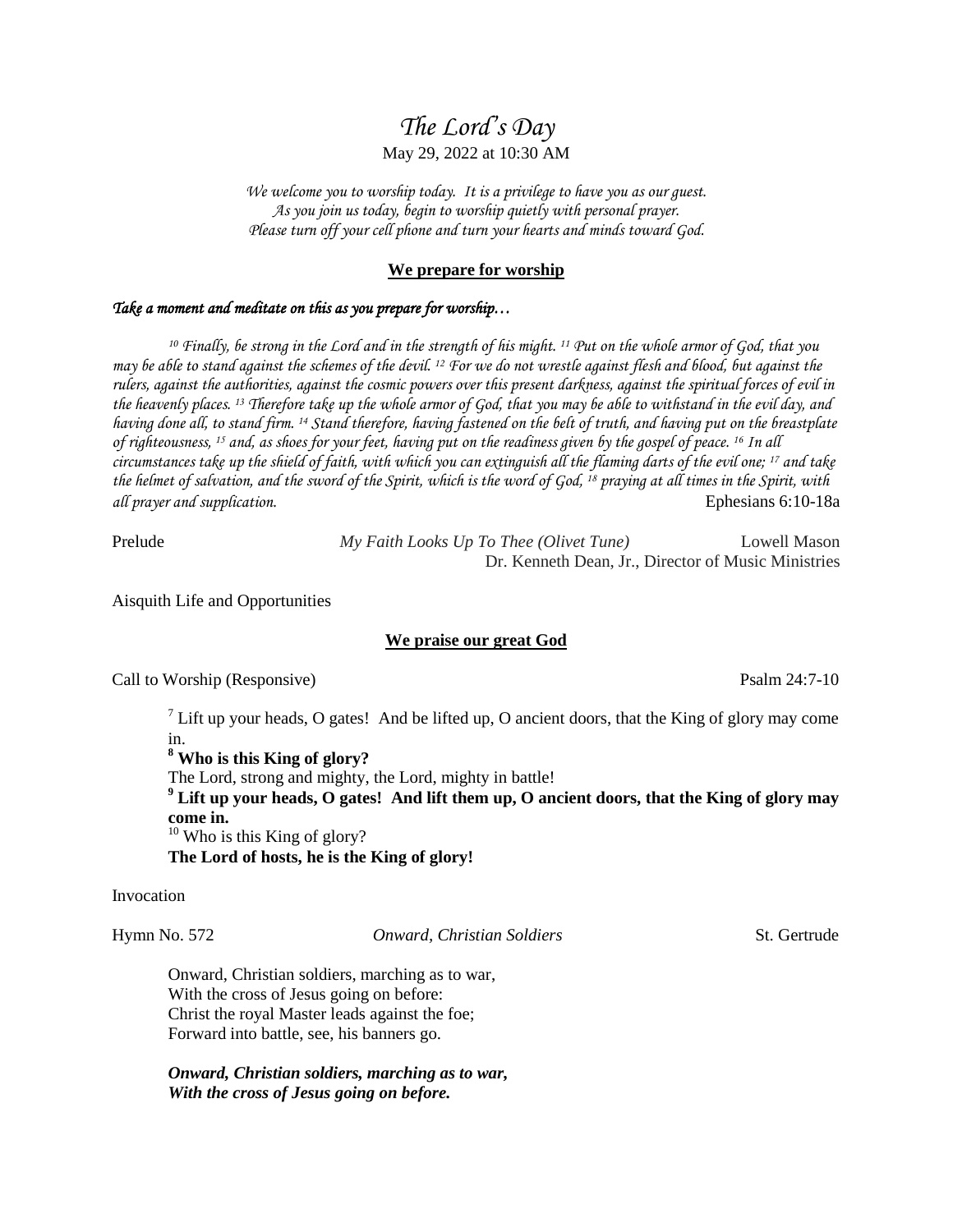# *The Lord's Day*

May 29, 2022 at 10:30 AM

*We welcome you to worship today. It is a privilege to have you as our guest.*
*As you join us today, begin to worship quietly with personal prayer.*
*Please turn off your cell phone and turn your hearts and minds toward God.*

## We prepare for worship

***Take a moment and meditate on this as you prepare for worship…***

*[10] Finally, be strong in the Lord and in the strength of his might. [11] Put on the whole armor of God, that you may be able to stand against the schemes of the devil. [12] For we do not wrestle against flesh and blood, but against the rulers, against the authorities, against the cosmic powers over this present darkness, against the spiritual forces of evil in the heavenly places. [13] Therefore take up the whole armor of God, that you may be able to withstand in the evil day, and having done all, to stand firm. [14] Stand therefore, having fastened on the belt of truth, and having put on the breastplate of righteousness, [15] and, as shoes for your feet, having put on the readiness given by the gospel of peace. [16] In all circumstances take up the shield of faith, with which you can extinguish all the flaming darts of the evil one; [17] and take the helmet of salvation, and the sword of the Spirit, which is the word of God, [18] praying at all times in the Spirit, with all prayer and supplication.* Ephesians 6:10-18a

Prelude *My Faith Looks Up To Thee (Olivet Tune)* Lowell Mason
Dr. Kenneth Dean, Jr., Director of Music Ministries

Aisquith Life and Opportunities

## We praise our great God

Call to Worship (Responsive) Psalm 24:7-10

[7] Lift up your heads, O gates! And be lifted up, O ancient doors, that the King of glory may come in.
**[8] Who is this King of glory?**
The Lord, strong and mighty, the Lord, mighty in battle!
**[9] Lift up your heads, O gates! And lift them up, O ancient doors, that the King of glory may come in.**
[10] Who is this King of glory?
**The Lord of hosts, he is the King of glory!**

Invocation

Hymn No. 572 *Onward, Christian Soldiers* St. Gertrude

Onward, Christian soldiers, marching as to war,
With the cross of Jesus going on before:
Christ the royal Master leads against the foe;
Forward into battle, see, his banners go.

***Onward, Christian soldiers, marching as to war,***
***With the cross of Jesus going on before.***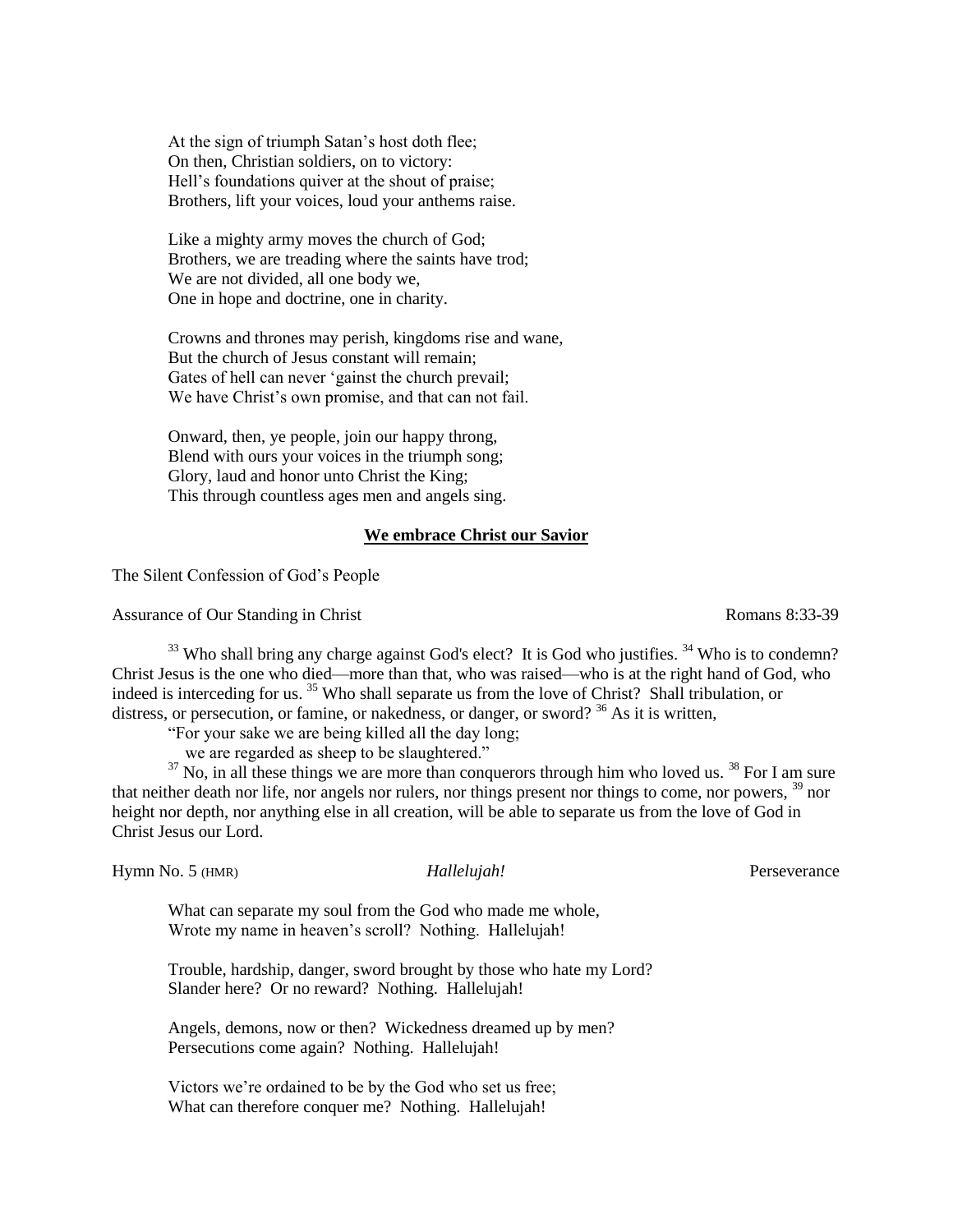At the sign of triumph Satan's host doth flee;
On then, Christian soldiers, on to victory:
Hell's foundations quiver at the shout of praise;
Brothers, lift your voices, loud your anthems raise.

Like a mighty army moves the church of God;
Brothers, we are treading where the saints have trod;
We are not divided, all one body we,
One in hope and doctrine, one in charity.

Crowns and thrones may perish, kingdoms rise and wane,
But the church of Jesus constant will remain;
Gates of hell can never 'gainst the church prevail;
We have Christ's own promise, and that can not fail.

Onward, then, ye people, join our happy throng,
Blend with ours your voices in the triumph song;
Glory, laud and honor unto Christ the King;
This through countless ages men and angels sing.

## **We embrace Christ our Savior**

The Silent Confession of God's People

Assurance of Our Standing in Christ — Romans 8:33-39

[33] Who shall bring any charge against God's elect? It is God who justifies. [34] Who is to condemn? Christ Jesus is the one who died—more than that, who was raised—who is at the right hand of God, who indeed is interceding for us. [35] Who shall separate us from the love of Christ? Shall tribulation, or distress, or persecution, or famine, or nakedness, or danger, or sword? [36] As it is written,

"For your sake we are being killed all the day long;
we are regarded as sheep to be slaughtered."

[37] No, in all these things we are more than conquerors through him who loved us. [38] For I am sure that neither death nor life, nor angels nor rulers, nor things present nor things to come, nor powers, [39] nor height nor depth, nor anything else in all creation, will be able to separate us from the love of God in Christ Jesus our Lord.

Hymn No. 5 (HMR) — *Hallelujah!* — Perseverance

What can separate my soul from the God who made me whole,
Wrote my name in heaven's scroll? Nothing. Hallelujah!

Trouble, hardship, danger, sword brought by those who hate my Lord?
Slander here? Or no reward? Nothing. Hallelujah!

Angels, demons, now or then? Wickedness dreamed up by men?
Persecutions come again? Nothing. Hallelujah!

Victors we're ordained to be by the God who set us free;
What can therefore conquer me? Nothing. Hallelujah!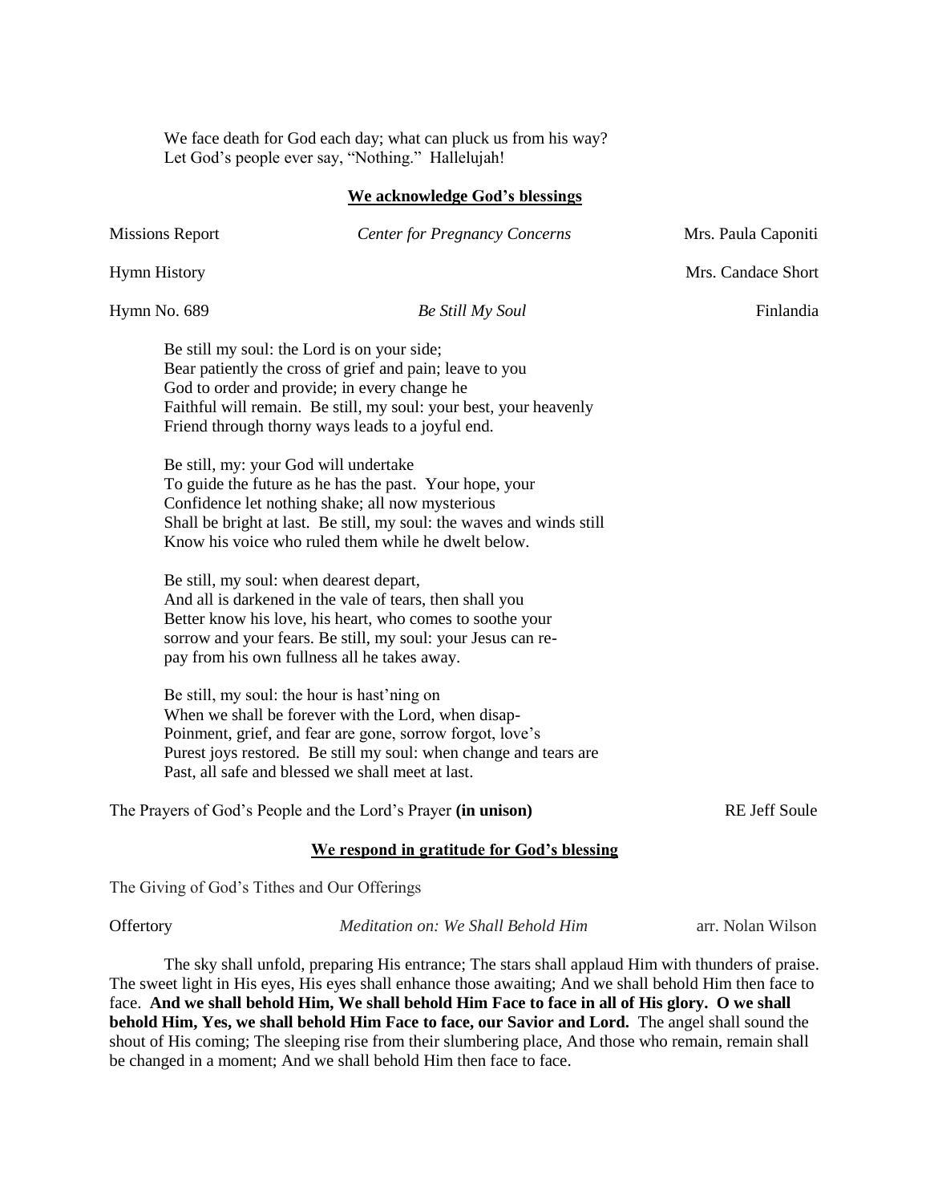We face death for God each day; what can pluck us from his way?  
Let God's people ever say, "Nothing." Hallelujah!

**We acknowledge God's blessings**

Missions Report *Center for Pregnancy Concerns* Mrs. Paula Caponiti

Hymn History Mrs. Candace Short

Hymn No. 689 *Be Still My Soul* Finlandia

Be still my soul: the Lord is on your side;  
Bear patiently the cross of grief and pain; leave to you  
God to order and provide; in every change he  
Faithful will remain. Be still, my soul: your best, your heavenly  
Friend through thorny ways leads to a joyful end.

Be still, my: your God will undertake  
To guide the future as he has the past. Your hope, your  
Confidence let nothing shake; all now mysterious  
Shall be bright at last. Be still, my soul: the waves and winds still  
Know his voice who ruled them while he dwelt below.

Be still, my soul: when dearest depart,  
And all is darkened in the vale of tears, then shall you  
Better know his love, his heart, who comes to soothe your  
sorrow and your fears. Be still, my soul: your Jesus can re-  
pay from his own fullness all he takes away.

Be still, my soul: the hour is hast'ning on  
When we shall be forever with the Lord, when disap-  
Poinment, grief, and fear are gone, sorrow forgot, love's  
Purest joys restored. Be still my soul: when change and tears are  
Past, all safe and blessed we shall meet at last.

The Prayers of God's People and the Lord's Prayer **(in unison)** RE Jeff Soule

**We respond in gratitude for God's blessing**

The Giving of God's Tithes and Our Offerings

Offertory *Meditation on: We Shall Behold Him* arr. Nolan Wilson

The sky shall unfold, preparing His entrance; The stars shall applaud Him with thunders of praise. The sweet light in His eyes, His eyes shall enhance those awaiting; And we shall behold Him then face to face. **And we shall behold Him, We shall behold Him Face to face in all of His glory. O we shall behold Him, Yes, we shall behold Him Face to face, our Savior and Lord.** The angel shall sound the shout of His coming; The sleeping rise from their slumbering place, And those who remain, remain shall be changed in a moment; And we shall behold Him then face to face.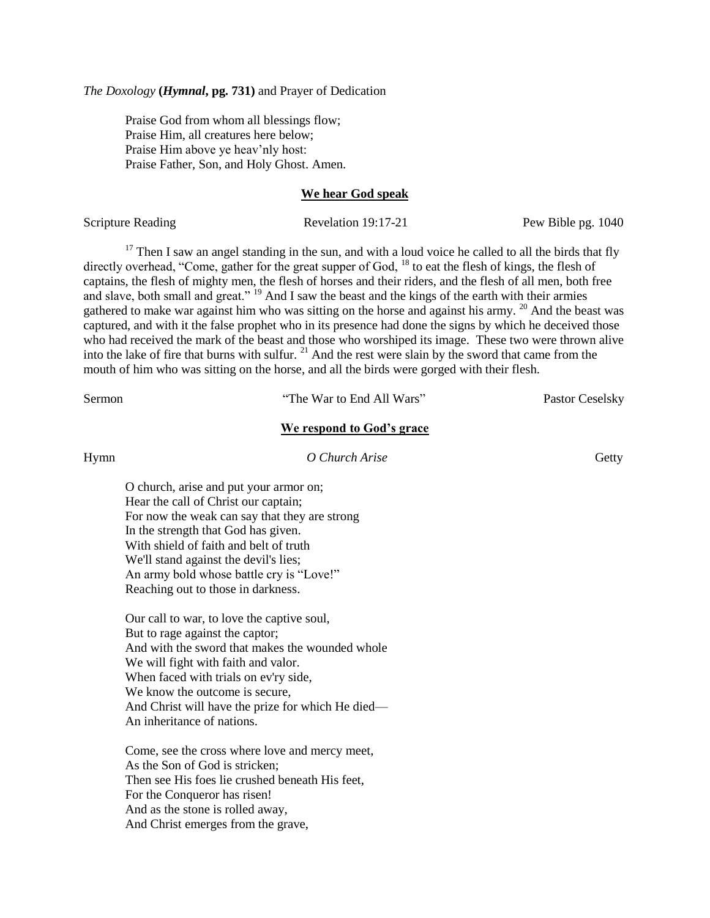*The Doxology* **(*Hymnal*, pg. 731)** and Prayer of Dedication

Praise God from whom all blessings flow;
Praise Him, all creatures here below;
Praise Him above ye heav'nly host:
Praise Father, Son, and Holy Ghost. Amen.

**We hear God speak**

Scripture Reading — Revelation 19:17-21 — Pew Bible pg. 1040

[17] Then I saw an angel standing in the sun, and with a loud voice he called to all the birds that fly directly overhead, "Come, gather for the great supper of God, [18] to eat the flesh of kings, the flesh of captains, the flesh of mighty men, the flesh of horses and their riders, and the flesh of all men, both free and slave, both small and great." [19] And I saw the beast and the kings of the earth with their armies gathered to make war against him who was sitting on the horse and against his army. [20] And the beast was captured, and with it the false prophet who in its presence had done the signs by which he deceived those who had received the mark of the beast and those who worshiped its image. These two were thrown alive into the lake of fire that burns with sulfur. [21] And the rest were slain by the sword that came from the mouth of him who was sitting on the horse, and all the birds were gorged with their flesh.

Sermon — "The War to End All Wars" — Pastor Ceselsky

**We respond to God's grace**

Hymn — *O Church Arise* — Getty

O church, arise and put your armor on;
Hear the call of Christ our captain;
For now the weak can say that they are strong
In the strength that God has given.
With shield of faith and belt of truth
We'll stand against the devil's lies;
An army bold whose battle cry is "Love!"
Reaching out to those in darkness.

Our call to war, to love the captive soul,
But to rage against the captor;
And with the sword that makes the wounded whole
We will fight with faith and valor.
When faced with trials on ev'ry side,
We know the outcome is secure,
And Christ will have the prize for which He died—
An inheritance of nations.

Come, see the cross where love and mercy meet,
As the Son of God is stricken;
Then see His foes lie crushed beneath His feet,
For the Conqueror has risen!
And as the stone is rolled away,
And Christ emerges from the grave,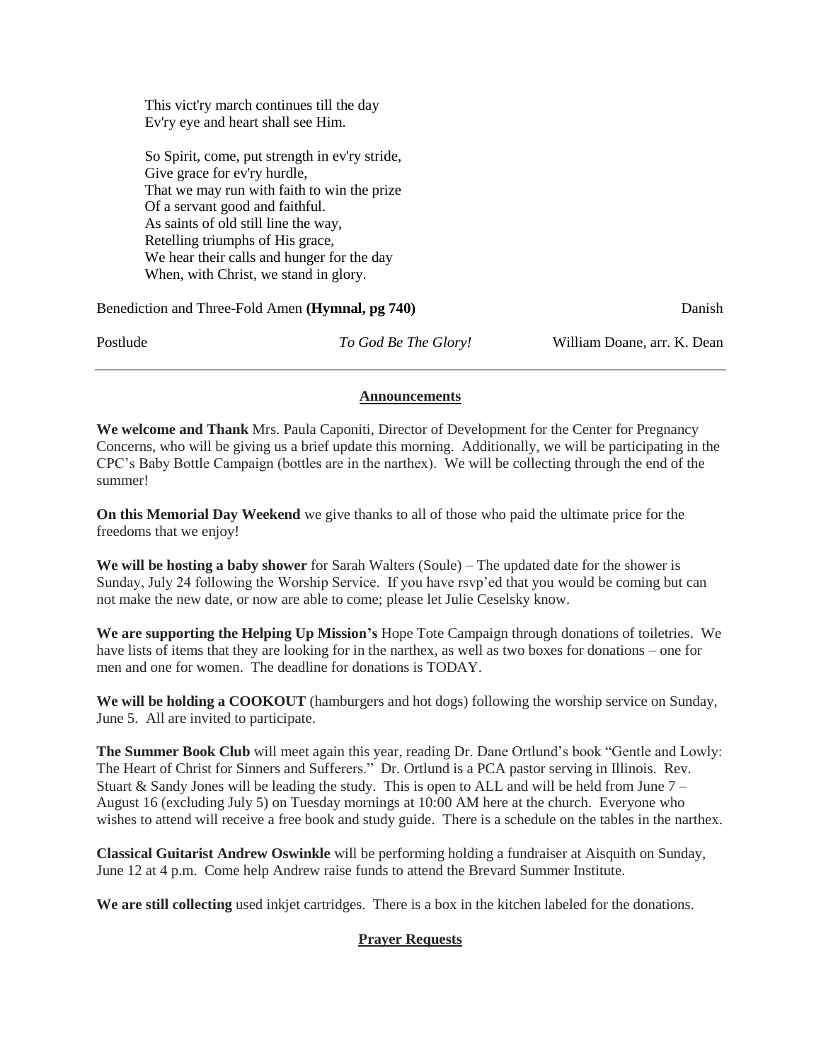This vict'ry march continues till the day
Ev'ry eye and heart shall see Him.

So Spirit, come, put strength in ev'ry stride,
Give grace for ev'ry hurdle,
That we may run with faith to win the prize
Of a servant good and faithful.
As saints of old still line the way,
Retelling triumphs of His grace,
We hear their calls and hunger for the day
When, with Christ, we stand in glory.

Benediction and Three-Fold Amen **(Hymnal, pg 740)** Danish

Postlude *To God Be The Glory!* William Doane, arr. K. Dean

---

## Announcements

**We welcome and Thank** Mrs. Paula Caponiti, Director of Development for the Center for Pregnancy Concerns, who will be giving us a brief update this morning. Additionally, we will be participating in the CPC's Baby Bottle Campaign (bottles are in the narthex). We will be collecting through the end of the summer!

**On this Memorial Day Weekend** we give thanks to all of those who paid the ultimate price for the freedoms that we enjoy!

**We will be hosting a baby shower** for Sarah Walters (Soule) – The updated date for the shower is Sunday, July 24 following the Worship Service. If you have rsvp'ed that you would be coming but can not make the new date, or now are able to come; please let Julie Ceselsky know.

**We are supporting the Helping Up Mission's** Hope Tote Campaign through donations of toiletries. We have lists of items that they are looking for in the narthex, as well as two boxes for donations – one for men and one for women. The deadline for donations is TODAY.

**We will be holding a COOKOUT** (hamburgers and hot dogs) following the worship service on Sunday, June 5. All are invited to participate.

**The Summer Book Club** will meet again this year, reading Dr. Dane Ortlund's book "Gentle and Lowly: The Heart of Christ for Sinners and Sufferers." Dr. Ortlund is a PCA pastor serving in Illinois. Rev. Stuart & Sandy Jones will be leading the study. This is open to ALL and will be held from June 7 – August 16 (excluding July 5) on Tuesday mornings at 10:00 AM here at the church. Everyone who wishes to attend will receive a free book and study guide. There is a schedule on the tables in the narthex.

**Classical Guitarist Andrew Oswinkle** will be performing holding a fundraiser at Aisquith on Sunday, June 12 at 4 p.m. Come help Andrew raise funds to attend the Brevard Summer Institute.

**We are still collecting** used inkjet cartridges. There is a box in the kitchen labeled for the donations.

## Prayer Requests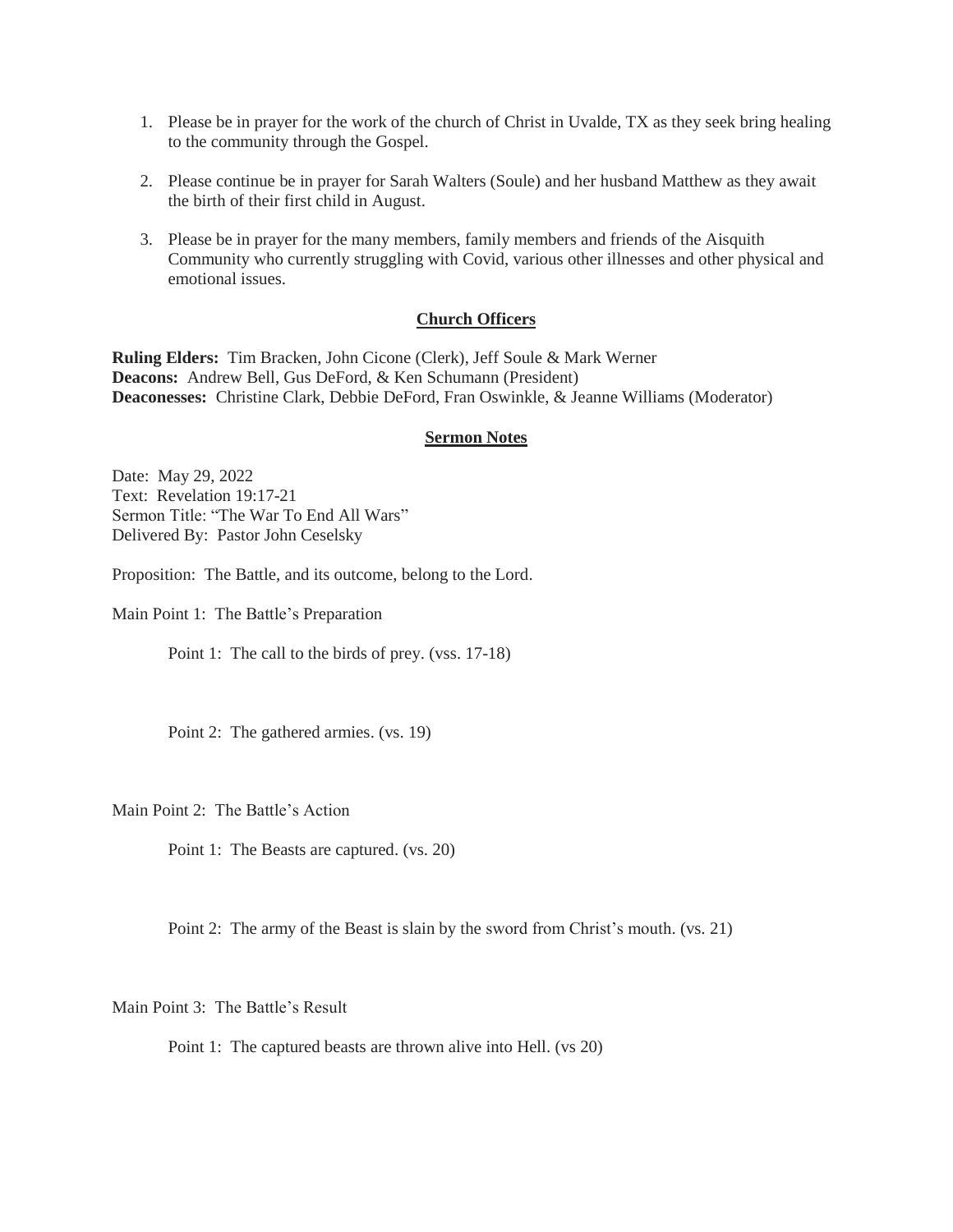1. Please be in prayer for the work of the church of Christ in Uvalde, TX as they seek bring healing to the community through the Gospel.

2. Please continue be in prayer for Sarah Walters (Soule) and her husband Matthew as they await the birth of their first child in August.

3. Please be in prayer for the many members, family members and friends of the Aisquith Community who currently struggling with Covid, various other illnesses and other physical and emotional issues.

## Church Officers

**Ruling Elders:** Tim Bracken, John Cicone (Clerk), Jeff Soule & Mark Werner
**Deacons:** Andrew Bell, Gus DeFord, & Ken Schumann (President)
**Deaconesses:** Christine Clark, Debbie DeFord, Fran Oswinkle, & Jeanne Williams (Moderator)

## Sermon Notes

Date: May 29, 2022
Text: Revelation 19:17-21
Sermon Title: "The War To End All Wars"
Delivered By: Pastor John Ceselsky

Proposition: The Battle, and its outcome, belong to the Lord.

Main Point 1: The Battle's Preparation

Point 1: The call to the birds of prey. (vss. 17-18)

Point 2: The gathered armies. (vs. 19)

Main Point 2: The Battle's Action

Point 1: The Beasts are captured. (vs. 20)

Point 2: The army of the Beast is slain by the sword from Christ's mouth. (vs. 21)

Main Point 3: The Battle's Result

Point 1: The captured beasts are thrown alive into Hell. (vs 20)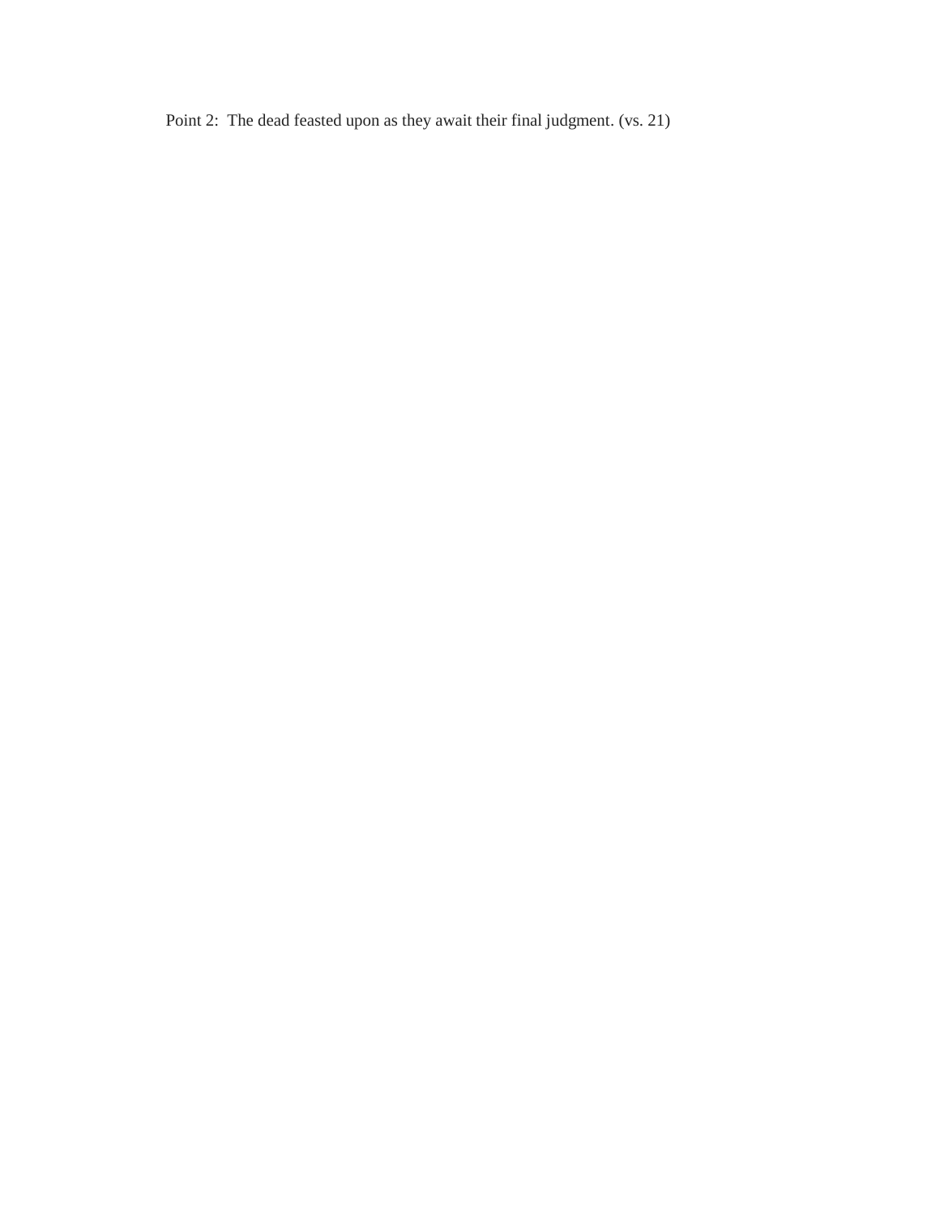Point 2: The dead feasted upon as they await their final judgment. (vs. 21)